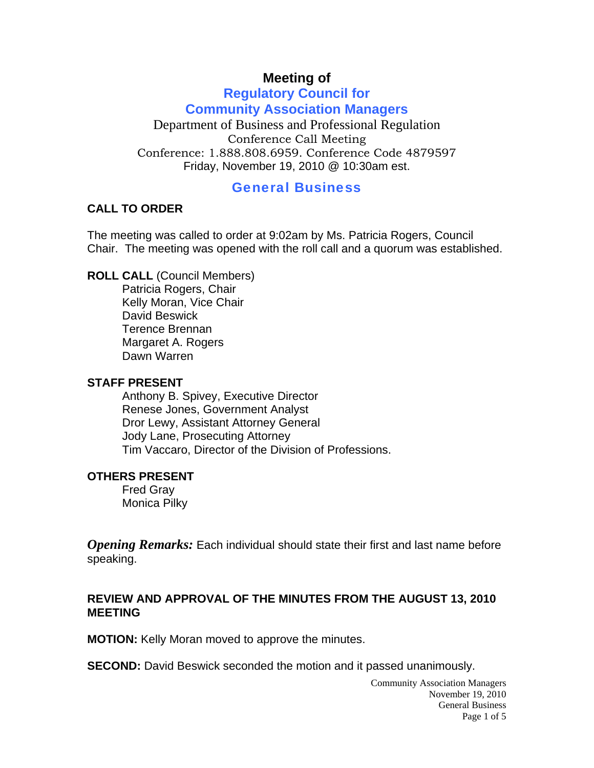# Meeting of

## Regulatory Council for Community Association Managers

Department of Business and Professional Regulation
Conference Call Meeting
Conference: 1.888.808.6959. Conference Code 4879597
Friday, November 19, 2010 @ 10:30am est.

## General Business

### CALL TO ORDER

The meeting was called to order at 9:02am by Ms. Patricia Rogers, Council Chair. The meeting was opened with the roll call and a quorum was established.

**ROLL CALL** (Council Members)

- Patricia Rogers, Chair
- Kelly Moran, Vice Chair
- David Beswick
- Terence Brennan
- Margaret A. Rogers
- Dawn Warren

**STAFF PRESENT**

- Anthony B. Spivey, Executive Director
- Renese Jones, Government Analyst
- Dror Lewy, Assistant Attorney General
- Jody Lane, Prosecuting Attorney
- Tim Vaccaro, Director of the Division of Professions.

**OTHERS PRESENT**

- Fred Gray
- Monica Pilky

***Opening Remarks:*** Each individual should state their first and last name before speaking.

### REVIEW AND APPROVAL OF THE MINUTES FROM THE AUGUST 13, 2010 MEETING

**MOTION:** Kelly Moran moved to approve the minutes.

**SECOND:** David Beswick seconded the motion and it passed unanimously.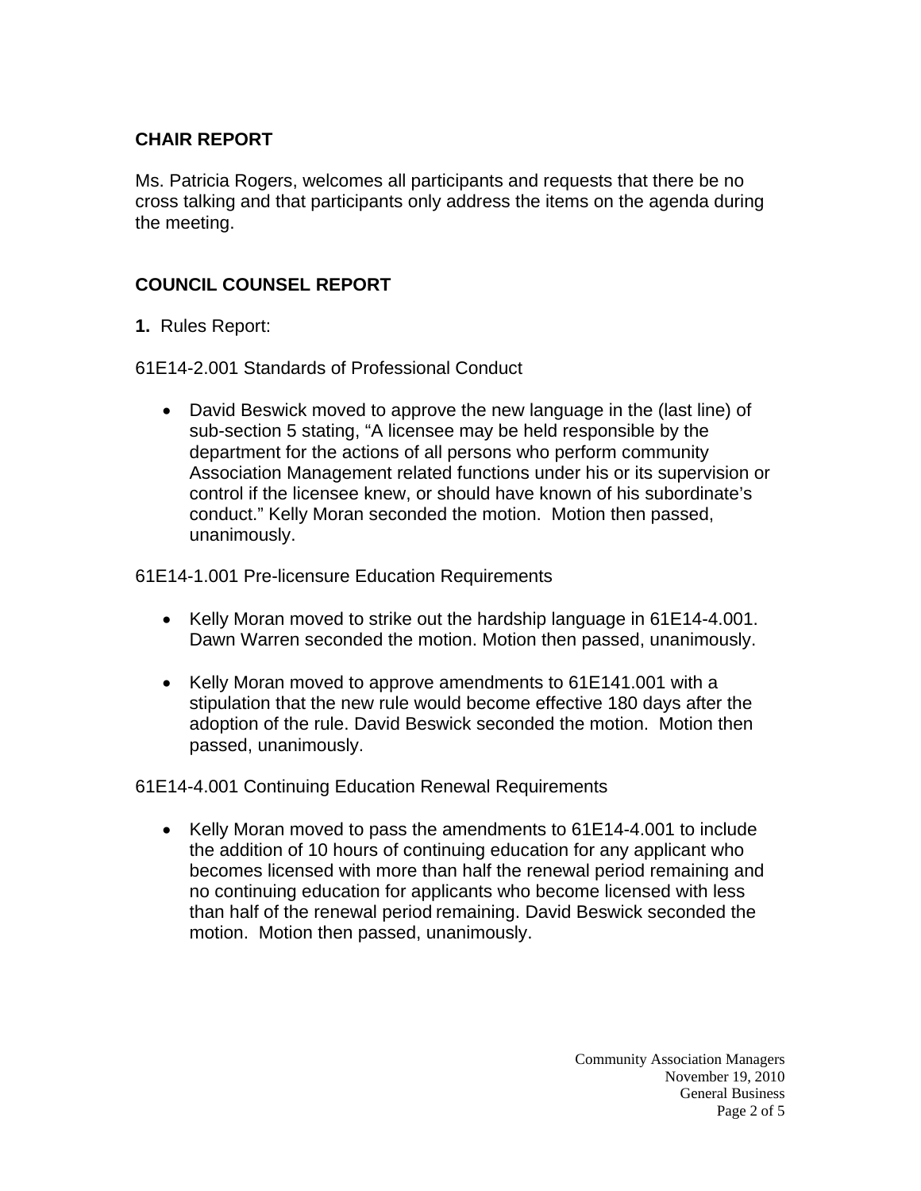## CHAIR REPORT

Ms. Patricia Rogers, welcomes all participants and requests that there be no cross talking and that participants only address the items on the agenda during the meeting.

## COUNCIL COUNSEL REPORT

**1.** Rules Report:

61E14-2.001 Standards of Professional Conduct

- David Beswick moved to approve the new language in the (last line) of sub-section 5 stating, "A licensee may be held responsible by the department for the actions of all persons who perform community Association Management related functions under his or its supervision or control if the licensee knew, or should have known of his subordinate's conduct." Kelly Moran seconded the motion. Motion then passed, unanimously.

61E14-1.001 Pre-licensure Education Requirements

- Kelly Moran moved to strike out the hardship language in 61E14-4.001. Dawn Warren seconded the motion. Motion then passed, unanimously.

- Kelly Moran moved to approve amendments to 61E141.001 with a stipulation that the new rule would become effective 180 days after the adoption of the rule. David Beswick seconded the motion. Motion then passed, unanimously.

61E14-4.001 Continuing Education Renewal Requirements

- Kelly Moran moved to pass the amendments to 61E14-4.001 to include the addition of 10 hours of continuing education for any applicant who becomes licensed with more than half the renewal period remaining and no continuing education for applicants who become licensed with less than half of the renewal period remaining. David Beswick seconded the motion. Motion then passed, unanimously.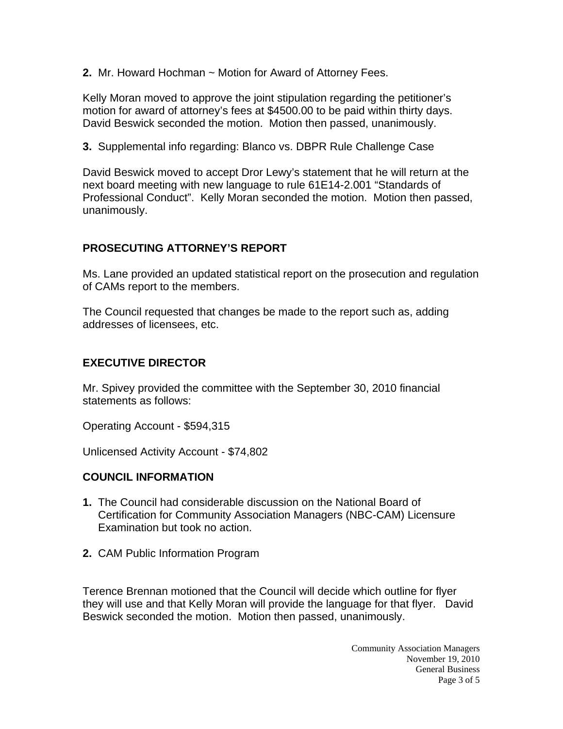**2.** Mr. Howard Hochman ~ Motion for Award of Attorney Fees.

Kelly Moran moved to approve the joint stipulation regarding the petitioner's motion for award of attorney's fees at $4500.00 to be paid within thirty days. David Beswick seconded the motion. Motion then passed, unanimously.

**3.** Supplemental info regarding: Blanco vs. DBPR Rule Challenge Case

David Beswick moved to accept Dror Lewy's statement that he will return at the next board meeting with new language to rule 61E14-2.001 "Standards of Professional Conduct". Kelly Moran seconded the motion. Motion then passed, unanimously.

## PROSECUTING ATTORNEY'S REPORT

Ms. Lane provided an updated statistical report on the prosecution and regulation of CAMs report to the members.

The Council requested that changes be made to the report such as, adding addresses of licensees, etc.

## EXECUTIVE DIRECTOR

Mr. Spivey provided the committee with the September 30, 2010 financial statements as follows:

Operating Account - $594,315

Unlicensed Activity Account - $74,802

## COUNCIL INFORMATION

1. The Council had considerable discussion on the National Board of Certification for Community Association Managers (NBC-CAM) Licensure Examination but took no action.
2. CAM Public Information Program

Terence Brennan motioned that the Council will decide which outline for flyer they will use and that Kelly Moran will provide the language for that flyer. David Beswick seconded the motion. Motion then passed, unanimously.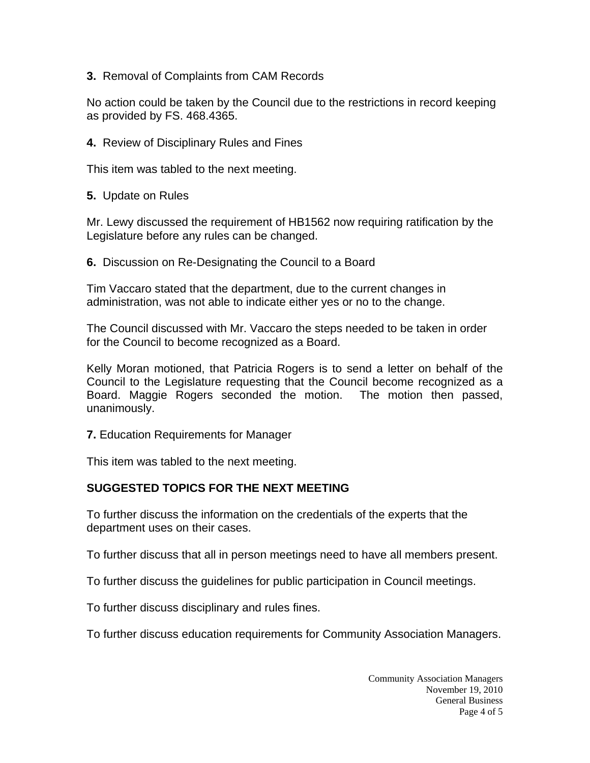**3.** Removal of Complaints from CAM Records

No action could be taken by the Council due to the restrictions in record keeping as provided by FS. 468.4365.

**4.** Review of Disciplinary Rules and Fines

This item was tabled to the next meeting.

**5.** Update on Rules

Mr. Lewy discussed the requirement of HB1562 now requiring ratification by the Legislature before any rules can be changed.

**6.** Discussion on Re-Designating the Council to a Board

Tim Vaccaro stated that the department, due to the current changes in administration, was not able to indicate either yes or no to the change.

The Council discussed with Mr. Vaccaro the steps needed to be taken in order for the Council to become recognized as a Board.

Kelly Moran motioned, that Patricia Rogers is to send a letter on behalf of the Council to the Legislature requesting that the Council become recognized as a Board. Maggie Rogers seconded the motion. The motion then passed, unanimously.

**7.** Education Requirements for Manager

This item was tabled to the next meeting.

**SUGGESTED TOPICS FOR THE NEXT MEETING**

To further discuss the information on the credentials of the experts that the department uses on their cases.

To further discuss that all in person meetings need to have all members present.

To further discuss the guidelines for public participation in Council meetings.

To further discuss disciplinary and rules fines.

To further discuss education requirements for Community Association Managers.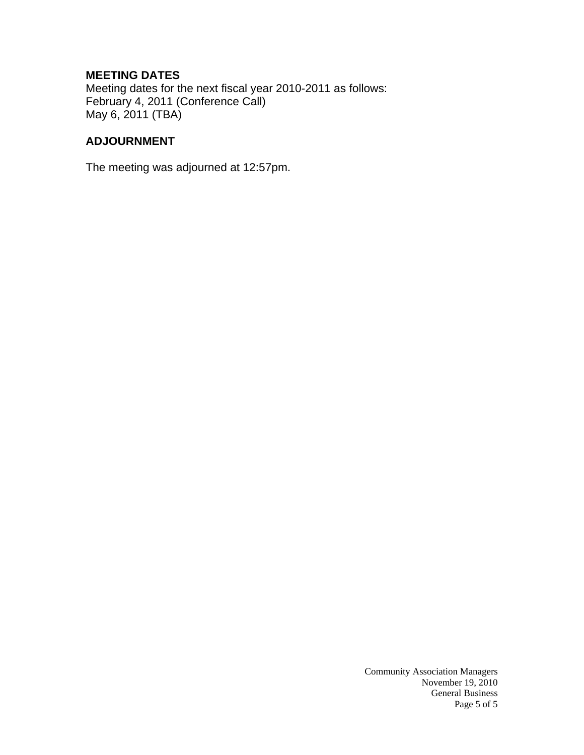**MEETING DATES**
Meeting dates for the next fiscal year 2010-2011 as follows:
February 4, 2011 (Conference Call)
May 6, 2011 (TBA)

**ADJOURNMENT**

The meeting was adjourned at 12:57pm.